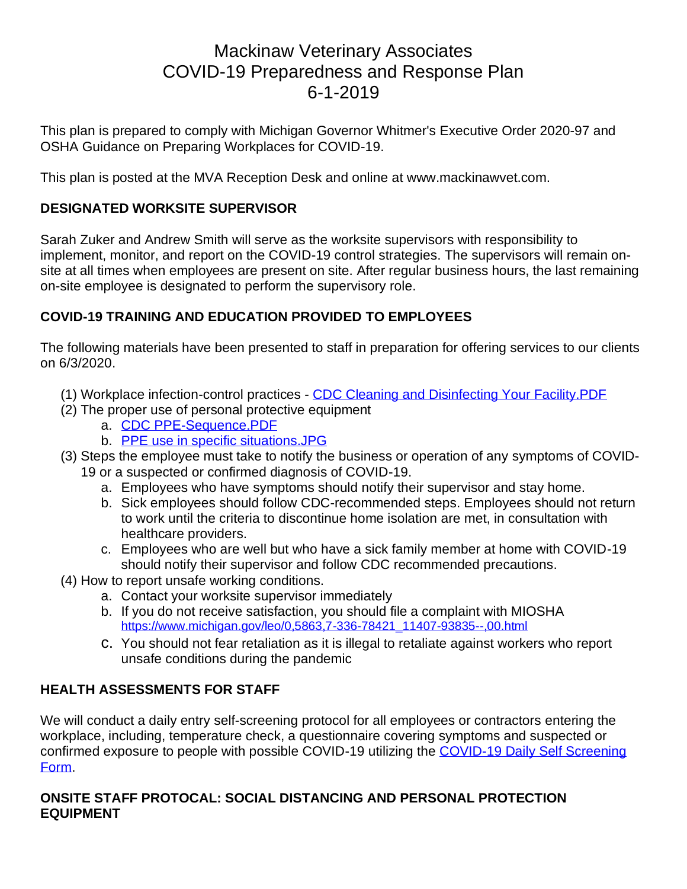# Mackinaw Veterinary Associates
# COVID-19 Preparedness and Response Plan
# 6-1-2019

This plan is prepared to comply with Michigan Governor Whitmer's Executive Order 2020-97 and OSHA Guidance on Preparing Workplaces for COVID-19.

This plan is posted at the MVA Reception Desk and online at www.mackinawvet.com.

**DESIGNATED WORKSITE SUPERVISOR**

Sarah Zuker and Andrew Smith will serve as the worksite supervisors with responsibility to implement, monitor, and report on the COVID-19 control strategies. The supervisors will remain on-site at all times when employees are present on site. After regular business hours, the last remaining on-site employee is designated to perform the supervisory role.

**COVID-19 TRAINING AND EDUCATION PROVIDED TO EMPLOYEES**

The following materials have been presented to staff in preparation for offering services to our clients on 6/3/2020.

(1) Workplace infection-control practices - CDC Cleaning and Disinfecting Your Facility.PDF

(2) The proper use of personal protective equipment
   a. CDC PPE-Sequence.PDF
   b. PPE use in specific situations.JPG

(3) Steps the employee must take to notify the business or operation of any symptoms of COVID-19 or a suspected or confirmed diagnosis of COVID-19.
   a. Employees who have symptoms should notify their supervisor and stay home.
   b. Sick employees should follow CDC-recommended steps. Employees should not return to work until the criteria to discontinue home isolation are met, in consultation with healthcare providers.
   c. Employees who are well but who have a sick family member at home with COVID-19 should notify their supervisor and follow CDC recommended precautions.

(4) How to report unsafe working conditions.
   a. Contact your worksite supervisor immediately
   b. If you do not receive satisfaction, you should file a complaint with MIOSHA https://www.michigan.gov/leo/0,5863,7-336-78421_11407-93835--,00.html
   c. You should not fear retaliation as it is illegal to retaliate against workers who report unsafe conditions during the pandemic

**HEALTH ASSESSMENTS FOR STAFF**

We will conduct a daily entry self-screening protocol for all employees or contractors entering the workplace, including, temperature check, a questionnaire covering symptoms and suspected or confirmed exposure to people with possible COVID-19 utilizing the COVID-19 Daily Self Screening Form.

**ONSITE STAFF PROTOCAL: SOCIAL DISTANCING AND PERSONAL PROTECTION EQUIPMENT**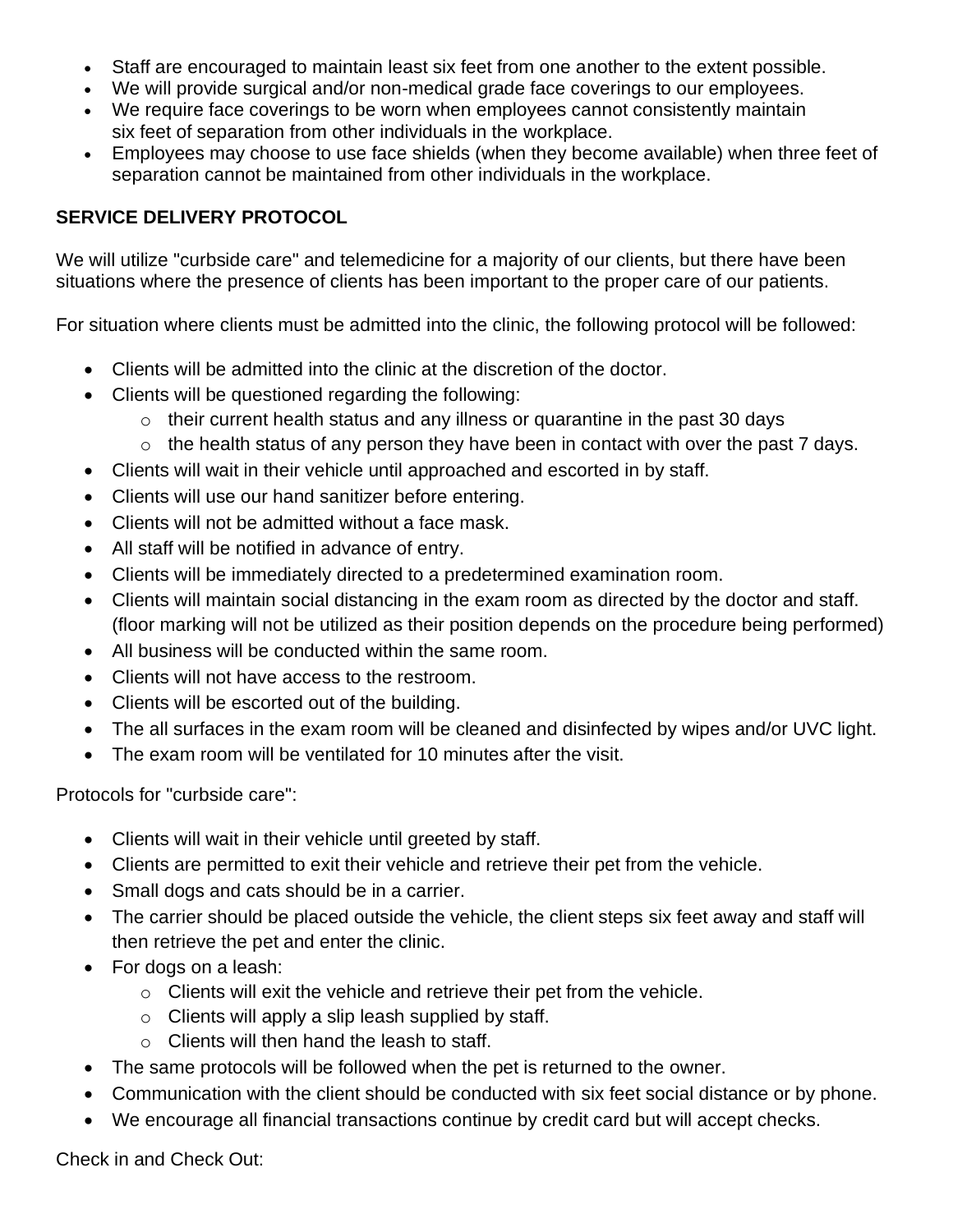- Staff are encouraged to maintain least six feet from one another to the extent possible.
- We will provide surgical and/or non-medical grade face coverings to our employees.
- We require face coverings to be worn when employees cannot consistently maintain six feet of separation from other individuals in the workplace.
- Employees may choose to use face shields (when they become available) when three feet of separation cannot be maintained from other individuals in the workplace.

**SERVICE DELIVERY PROTOCOL**

We will utilize "curbside care" and telemedicine for a majority of our clients, but there have been situations where the presence of clients has been important to the proper care of our patients.

For situation where clients must be admitted into the clinic, the following protocol will be followed:

- Clients will be admitted into the clinic at the discretion of the doctor.
- Clients will be questioned regarding the following:
  - their current health status and any illness or quarantine in the past 30 days
  - the health status of any person they have been in contact with over the past 7 days.
- Clients will wait in their vehicle until approached and escorted in by staff.
- Clients will use our hand sanitizer before entering.
- Clients will not be admitted without a face mask.
- All staff will be notified in advance of entry.
- Clients will be immediately directed to a predetermined examination room.
- Clients will maintain social distancing in the exam room as directed by the doctor and staff. (floor marking will not be utilized as their position depends on the procedure being performed)
- All business will be conducted within the same room.
- Clients will not have access to the restroom.
- Clients will be escorted out of the building.
- The all surfaces in the exam room will be cleaned and disinfected by wipes and/or UVC light.
- The exam room will be ventilated for 10 minutes after the visit.

Protocols for "curbside care":

- Clients will wait in their vehicle until greeted by staff.
- Clients are permitted to exit their vehicle and retrieve their pet from the vehicle.
- Small dogs and cats should be in a carrier.
- The carrier should be placed outside the vehicle, the client steps six feet away and staff will then retrieve the pet and enter the clinic.
- For dogs on a leash:
  - Clients will exit the vehicle and retrieve their pet from the vehicle.
  - Clients will apply a slip leash supplied by staff.
  - Clients will then hand the leash to staff.
- The same protocols will be followed when the pet is returned to the owner.
- Communication with the client should be conducted with six feet social distance or by phone.
- We encourage all financial transactions continue by credit card but will accept checks.

Check in and Check Out: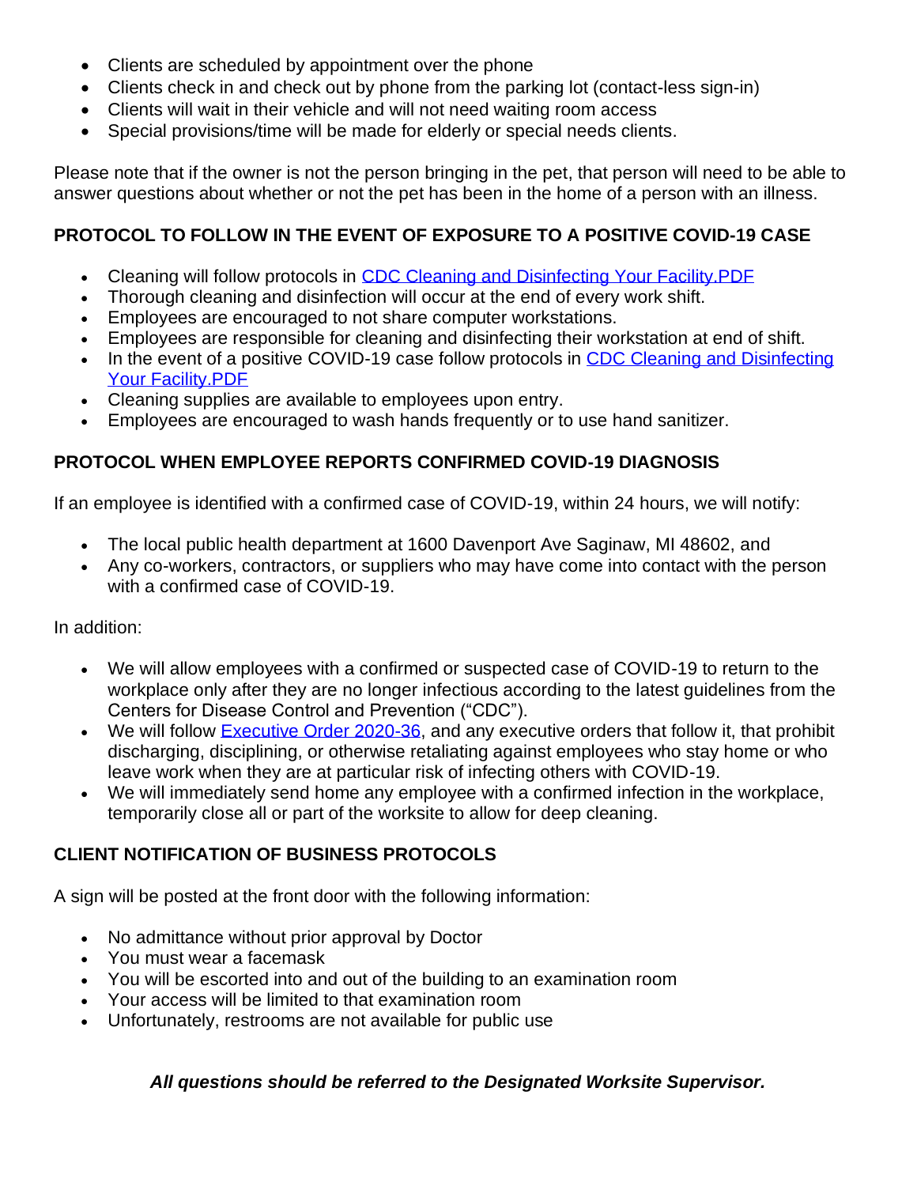- Clients are scheduled by appointment over the phone
- Clients check in and check out by phone from the parking lot (contact-less sign-in)
- Clients will wait in their vehicle and will not need waiting room access
- Special provisions/time will be made for elderly or special needs clients.

Please note that if the owner is not the person bringing in the pet, that person will need to be able to answer questions about whether or not the pet has been in the home of a person with an illness.

## PROTOCOL TO FOLLOW IN THE EVENT OF EXPOSURE TO A POSITIVE COVID-19 CASE

- Cleaning will follow protocols in CDC Cleaning and Disinfecting Your Facility.PDF
- Thorough cleaning and disinfection will occur at the end of every work shift.
- Employees are encouraged to not share computer workstations.
- Employees are responsible for cleaning and disinfecting their workstation at end of shift.
- In the event of a positive COVID-19 case follow protocols in CDC Cleaning and Disinfecting Your Facility.PDF
- Cleaning supplies are available to employees upon entry.
- Employees are encouraged to wash hands frequently or to use hand sanitizer.

## PROTOCOL WHEN EMPLOYEE REPORTS CONFIRMED COVID-19 DIAGNOSIS

If an employee is identified with a confirmed case of COVID-19, within 24 hours, we will notify:

- The local public health department at 1600 Davenport Ave Saginaw, MI 48602, and
- Any co-workers, contractors, or suppliers who may have come into contact with the person with a confirmed case of COVID-19.

In addition:

- We will allow employees with a confirmed or suspected case of COVID-19 to return to the workplace only after they are no longer infectious according to the latest guidelines from the Centers for Disease Control and Prevention ("CDC").
- We will follow Executive Order 2020-36, and any executive orders that follow it, that prohibit discharging, disciplining, or otherwise retaliating against employees who stay home or who leave work when they are at particular risk of infecting others with COVID-19.
- We will immediately send home any employee with a confirmed infection in the workplace, temporarily close all or part of the worksite to allow for deep cleaning.

## CLIENT NOTIFICATION OF BUSINESS PROTOCOLS

A sign will be posted at the front door with the following information:

- No admittance without prior approval by Doctor
- You must wear a facemask
- You will be escorted into and out of the building to an examination room
- Your access will be limited to that examination room
- Unfortunately, restrooms are not available for public use

***All questions should be referred to the Designated Worksite Supervisor.***